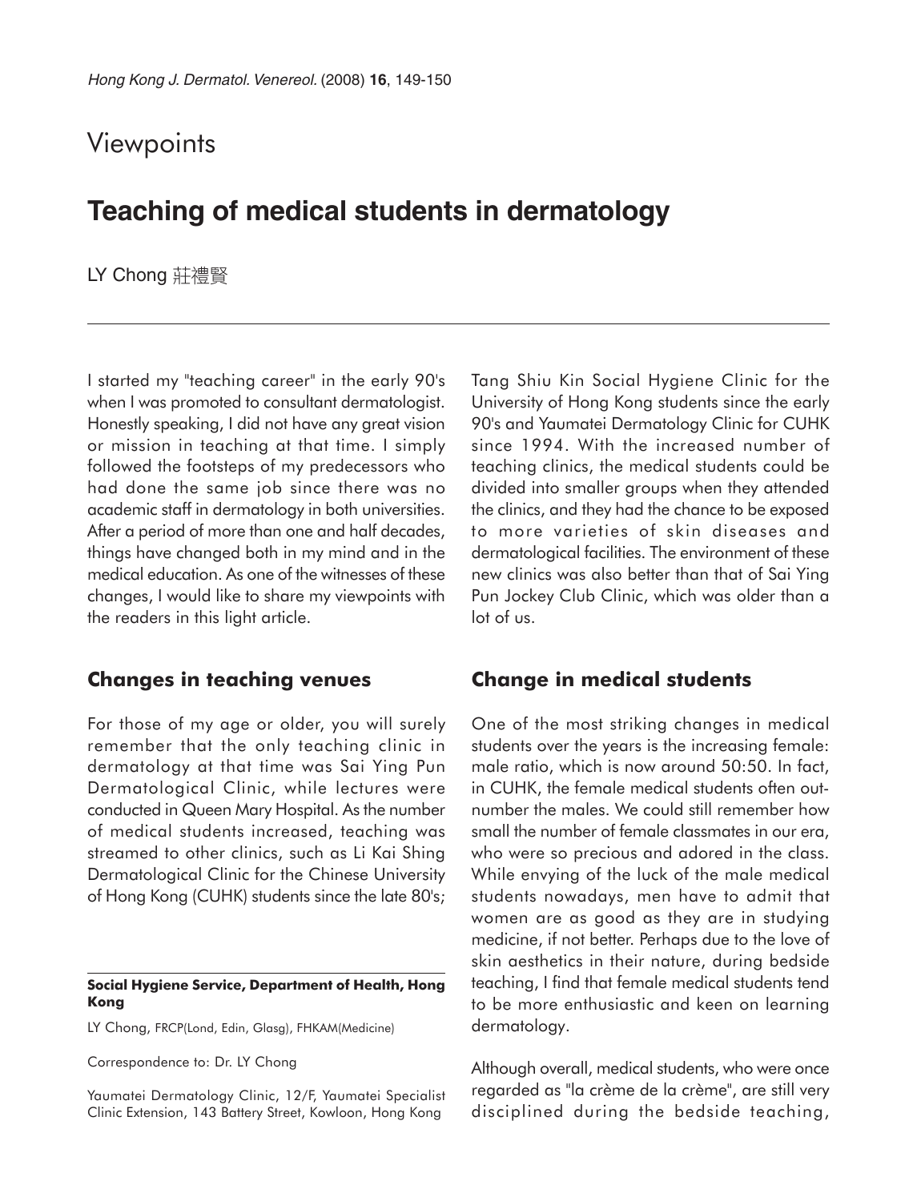Viewpoints

# Teaching of medical students in dermatology

LY Chong 莊禮賢

I started my "teaching career" in the early 90's when I was promoted to consultant dermatologist. Honestly speaking, I did not have any great vision or mission in teaching at that time. I simply followed the footsteps of my predecessors who had done the same job since there was no academic staff in dermatology in both universities. After a period of more than one and half decades, things have changed both in my mind and in the medical education. As one of the witnesses of these changes, I would like to share my viewpoints with the readers in this light article.

## Changes in teaching venues

For those of my age or older, you will surely remember that the only teaching clinic in dermatology at that time was Sai Ying Pun Dermatological Clinic, while lectures were conducted in Queen Mary Hospital. As the number of medical students increased, teaching was streamed to other clinics, such as Li Kai Shing Dermatological Clinic for the Chinese University of Hong Kong (CUHK) students since the late 80's; Tang Shiu Kin Social Hygiene Clinic for the University of Hong Kong students since the early 90's and Yaumatei Dermatology Clinic for CUHK since 1994. With the increased number of teaching clinics, the medical students could be divided into smaller groups when they attended the clinics, and they had the chance to be exposed to more varieties of skin diseases and dermatological facilities. The environment of these new clinics was also better than that of Sai Ying Pun Jockey Club Clinic, which was older than a lot of us.

## Change in medical students

One of the most striking changes in medical students over the years is the increasing female: male ratio, which is now around 50:50. In fact, in CUHK, the female medical students often outnumber the males. We could still remember how small the number of female classmates in our era, who were so precious and adored in the class. While envying of the luck of the male medical students nowadays, men have to admit that women are as good as they are in studying medicine, if not better. Perhaps due to the love of skin aesthetics in their nature, during bedside teaching, I find that female medical students tend to be more enthusiastic and keen on learning dermatology.

Although overall, medical students, who were once regarded as "la crème de la crème", are still very disciplined during the bedside teaching,

**Social Hygiene Service, Department of Health, Hong Kong**

LY Chong, FRCP(Lond, Edin, Glasg), FHKAM(Medicine)

Correspondence to: Dr. LY Chong

Yaumatei Dermatology Clinic, 12/F, Yaumatei Specialist Clinic Extension, 143 Battery Street, Kowloon, Hong Kong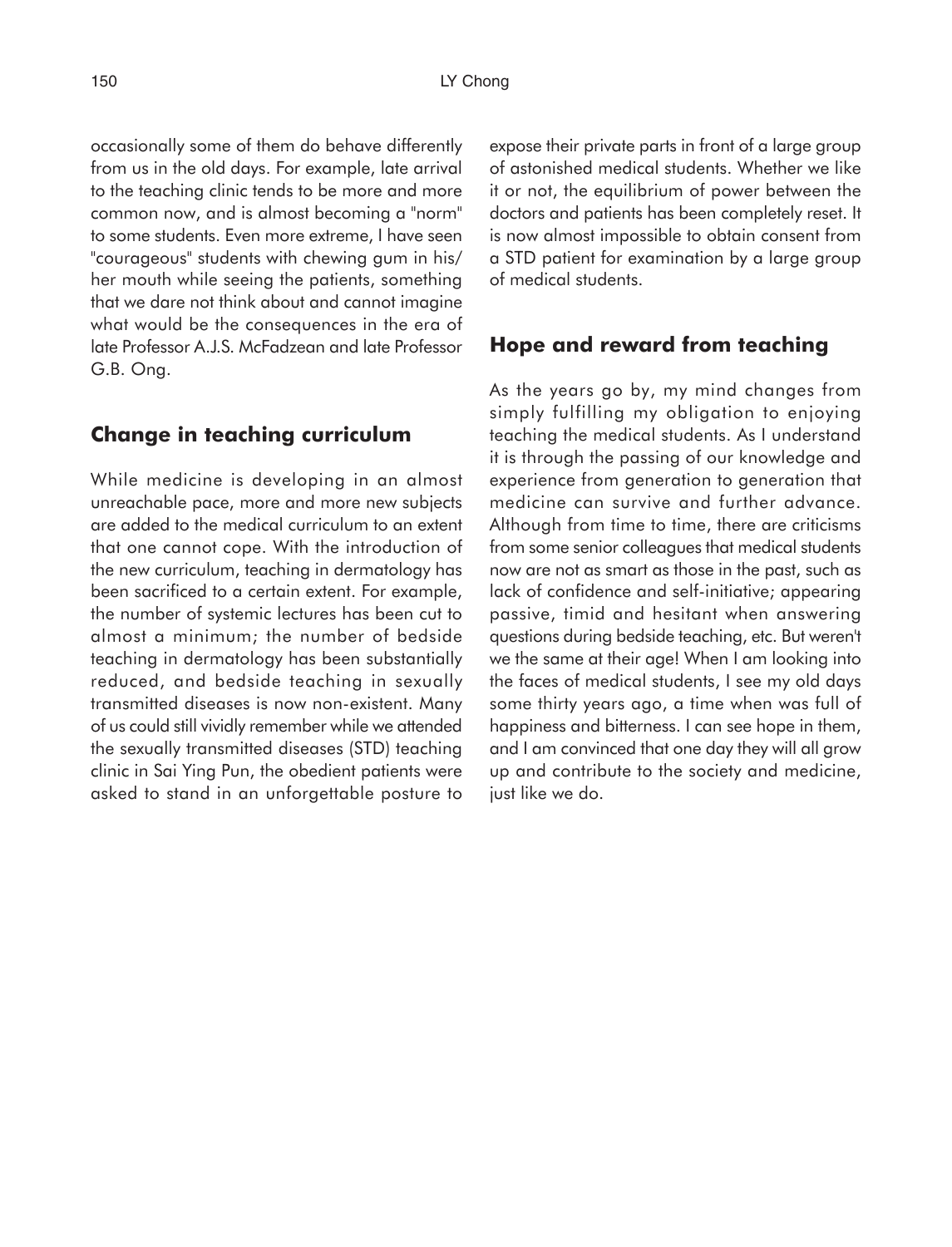occasionally some of them do behave differently from us in the old days. For example, late arrival to the teaching clinic tends to be more and more common now, and is almost becoming a "norm" to some students. Even more extreme, I have seen "courageous" students with chewing gum in his/her mouth while seeing the patients, something that we dare not think about and cannot imagine what would be the consequences in the era of late Professor A.J.S. McFadzean and late Professor G.B. Ong.

## Change in teaching curriculum

While medicine is developing in an almost unreachable pace, more and more new subjects are added to the medical curriculum to an extent that one cannot cope. With the introduction of the new curriculum, teaching in dermatology has been sacrificed to a certain extent. For example, the number of systemic lectures has been cut to almost a minimum; the number of bedside teaching in dermatology has been substantially reduced, and bedside teaching in sexually transmitted diseases is now non-existent. Many of us could still vividly remember while we attended the sexually transmitted diseases (STD) teaching clinic in Sai Ying Pun, the obedient patients were asked to stand in an unforgettable posture to expose their private parts in front of a large group of astonished medical students. Whether we like it or not, the equilibrium of power between the doctors and patients has been completely reset. It is now almost impossible to obtain consent from a STD patient for examination by a large group of medical students.

## Hope and reward from teaching

As the years go by, my mind changes from simply fulfilling my obligation to enjoying teaching the medical students. As I understand it is through the passing of our knowledge and experience from generation to generation that medicine can survive and further advance. Although from time to time, there are criticisms from some senior colleagues that medical students now are not as smart as those in the past, such as lack of confidence and self-initiative; appearing passive, timid and hesitant when answering questions during bedside teaching, etc. But weren't we the same at their age! When I am looking into the faces of medical students, I see my old days some thirty years ago, a time when was full of happiness and bitterness. I can see hope in them, and I am convinced that one day they will all grow up and contribute to the society and medicine, just like we do.